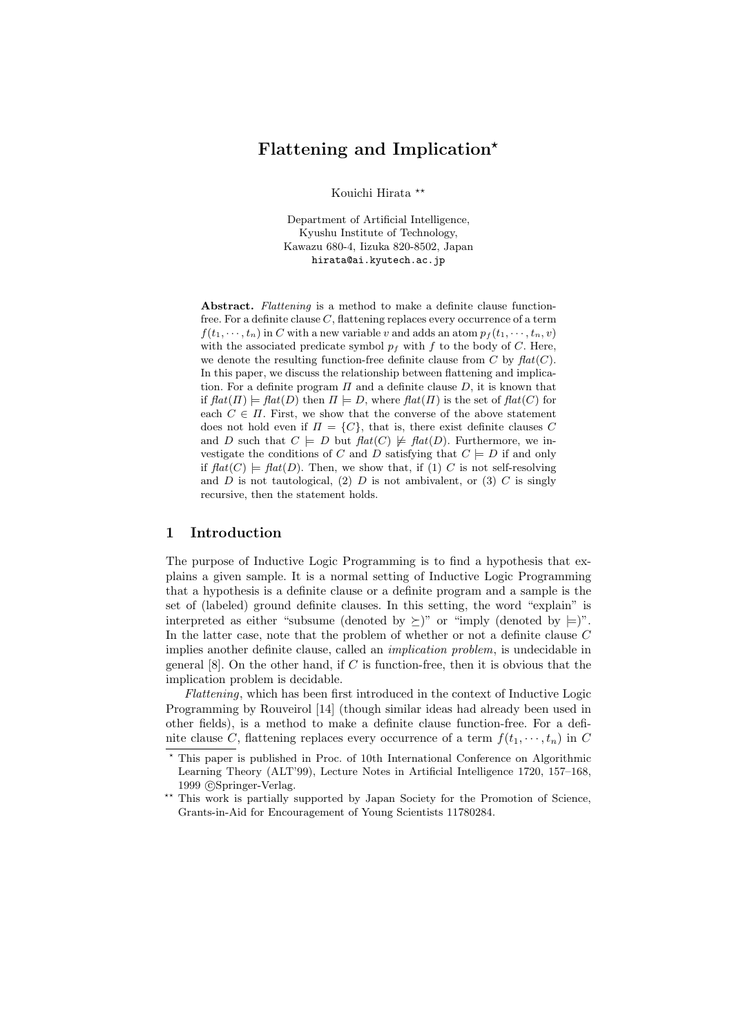# Flattening and Implication*

Kouichi Hirata **

Department of Artificial Intelligence,  
Kyushu Institute of Technology,  
Kawazu 680-4, Iizuka 820-8502, Japan  
hirata@ai.kyutech.ac.jp

**Abstract.** *Flattening* is a method to make a definite clause function-free. For a definite clause $C$, flattening replaces every occurrence of a term $f(t_1, \cdots, t_n)$ in $C$ with a new variable $v$ and adds an atom $p_f(t_1, \cdots, t_n, v)$ with the associated predicate symbol $p_f$ with $f$ to the body of $C$. Here, we denote the resulting function-free definite clause from $C$ by $\mathit{flat}(C)$. In this paper, we discuss the relationship between flattening and implication. For a definite program $\Pi$ and a definite clause $D$, it is known that if $\mathit{flat}(\Pi) \models \mathit{flat}(D)$ then $\Pi \models D$, where $\mathit{flat}(\Pi)$ is the set of $\mathit{flat}(C)$ for each $C \in \Pi$. First, we show that the converse of the above statement does not hold even if $\Pi = \{C\}$, that is, there exist definite clauses $C$ and $D$ such that $C \models D$ but $\mathit{flat}(C) \not\models \mathit{flat}(D)$. Furthermore, we investigate the conditions of $C$ and $D$ satisfying that $C \models D$ if and only if $\mathit{flat}(C) \models \mathit{flat}(D)$. Then, we show that, if (1) $C$ is not self-resolving and $D$ is not tautological, (2) $D$ is not ambivalent, or (3) $C$ is singly recursive, then the statement holds.

## 1 Introduction

The purpose of Inductive Logic Programming is to find a hypothesis that explains a given sample. It is a normal setting of Inductive Logic Programming that a hypothesis is a definite clause or a definite program and a sample is the set of (labeled) ground definite clauses. In this setting, the word "explain" is interpreted as either "subsume (denoted by $\succeq$)" or "imply (denoted by $\models$)". In the latter case, note that the problem of whether or not a definite clause $C$ implies another definite clause, called an *implication problem*, is undecidable in general [8]. On the other hand, if $C$ is function-free, then it is obvious that the implication problem is decidable.

*Flattening*, which has been first introduced in the context of Inductive Logic Programming by Rouveirol [14] (though similar ideas had already been used in other fields), is a method to make a definite clause function-free. For a definite clause $C$, flattening replaces every occurrence of a term $f(t_1, \cdots, t_n)$ in $C$

---

* This paper is published in Proc. of 10th International Conference on Algorithmic Learning Theory (ALT'99), Lecture Notes in Artificial Intelligence 1720, 157–168, 1999 ©Springer-Verlag.

** This work is partially supported by Japan Society for the Promotion of Science, Grants-in-Aid for Encouragement of Young Scientists 11780284.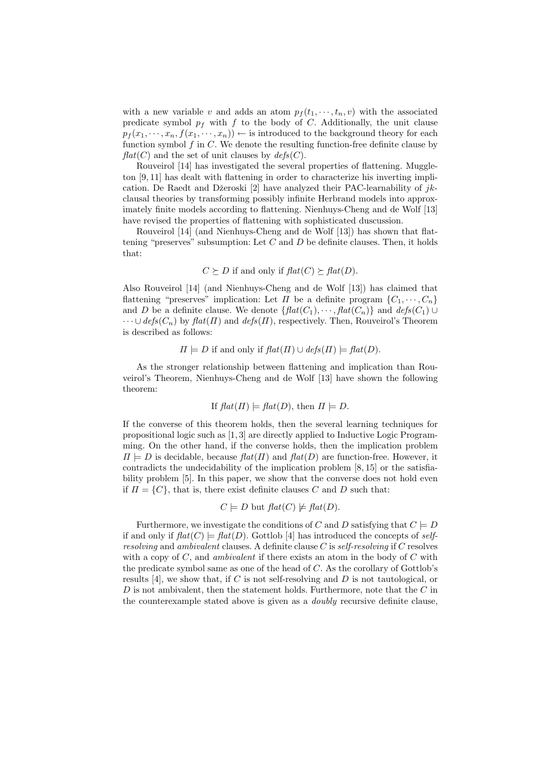with a new variable $v$ and adds an atom $p_f(t_1, \cdots, t_n, v)$ with the associated predicate symbol $p_f$ with $f$ to the body of $C$. Additionally, the unit clause $p_f(x_1, \cdots, x_n, f(x_1, \cdots, x_n)) \leftarrow$ is introduced to the background theory for each function symbol $f$ in $C$. We denote the resulting function-free definite clause by $\mathit{flat}(C)$ and the set of unit clauses by $\mathit{defs}(C)$.

Rouveirol [14] has investigated the several properties of flattening. Muggleton [9, 11] has dealt with flattening in order to characterize his inverting implication. De Raedt and Džeroski [2] have analyzed their PAC-learnability of $jk$-clausal theories by transforming possibly infinite Herbrand models into approximately finite models according to flattening. Nienhuys-Cheng and de Wolf [13] have revised the properties of flattening with sophisticated duscussion.

Rouveirol [14] (and Nienhuys-Cheng and de Wolf [13]) has shown that flattening "preserves" subsumption: Let $C$ and $D$ be definite clauses. Then, it holds that:

$$C \succeq D \text{ if and only if } \mathit{flat}(C) \succeq \mathit{flat}(D).$$

Also Rouveirol [14] (and Nienhuys-Cheng and de Wolf [13]) has claimed that flattening "preserves" implication: Let $\Pi$ be a definite program $\{C_1, \cdots, C_n\}$ and $D$ be a definite clause. We denote $\{\mathit{flat}(C_1), \cdots, \mathit{flat}(C_n)\}$ and $\mathit{defs}(C_1) \cup \cdots \cup \mathit{defs}(C_n)$ by $\mathit{flat}(\Pi)$ and $\mathit{defs}(\Pi)$, respectively. Then, Rouveirol's Theorem is described as follows:

$$\Pi \models D \text{ if and only if } \mathit{flat}(\Pi) \cup \mathit{defs}(\Pi) \models \mathit{flat}(D).$$

As the stronger relationship between flattening and implication than Rouveirol's Theorem, Nienhuys-Cheng and de Wolf [13] have shown the following theorem:

$$\text{If } \mathit{flat}(\Pi) \models \mathit{flat}(D), \text{ then } \Pi \models D.$$

If the converse of this theorem holds, then the several learning techniques for propositional logic such as [1, 3] are directly applied to Inductive Logic Programming. On the other hand, if the converse holds, then the implication problem $\Pi \models D$ is decidable, because $\mathit{flat}(\Pi)$ and $\mathit{flat}(D)$ are function-free. However, it contradicts the undecidability of the implication problem [8, 15] or the satisfiability problem [5]. In this paper, we show that the converse does not hold even if $\Pi = \{C\}$, that is, there exist definite clauses $C$ and $D$ such that:

$$C \models D \text{ but } \mathit{flat}(C) \not\models \mathit{flat}(D).$$

Furthermore, we investigate the conditions of $C$ and $D$ satisfying that $C \models D$ if and only if $\mathit{flat}(C) \models \mathit{flat}(D)$. Gottlob [4] has introduced the concepts of *self-resolving* and *ambivalent* clauses. A definite clause $C$ is *self-resolving* if $C$ resolves with a copy of $C$, and *ambivalent* if there exists an atom in the body of $C$ with the predicate symbol same as one of the head of $C$. As the corollary of Gottlob's results [4], we show that, if $C$ is not self-resolving and $D$ is not tautological, or $D$ is not ambivalent, then the statement holds. Furthermore, note that the $C$ in the counterexample stated above is given as a *doubly* recursive definite clause,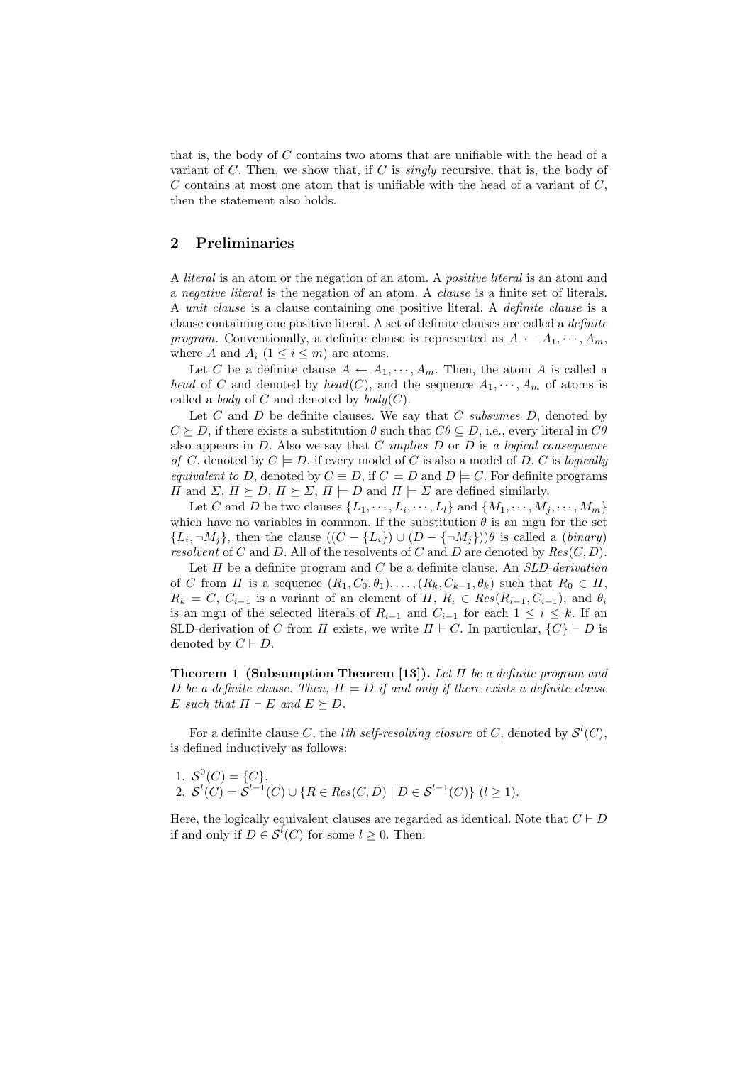that is, the body of $C$ contains two atoms that are unifiable with the head of a variant of $C$. Then, we show that, if $C$ is *singly* recursive, that is, the body of $C$ contains at most one atom that is unifiable with the head of a variant of $C$, then the statement also holds.

## 2 Preliminaries

A *literal* is an atom or the negation of an atom. A *positive literal* is an atom and a *negative literal* is the negation of an atom. A *clause* is a finite set of literals. A *unit clause* is a clause containing one positive literal. A *definite clause* is a clause containing one positive literal. A set of definite clauses are called a *definite program*. Conventionally, a definite clause is represented as $A \leftarrow A_1, \cdots, A_m$, where $A$ and $A_i$ $(1 \leq i \leq m)$ are atoms.

Let $C$ be a definite clause $A \leftarrow A_1, \cdots, A_m$. Then, the atom $A$ is called a *head* of $C$ and denoted by $head(C)$, and the sequence $A_1, \cdots, A_m$ of atoms is called a *body* of $C$ and denoted by $body(C)$.

Let $C$ and $D$ be definite clauses. We say that $C$ *subsumes* $D$, denoted by $C \succeq D$, if there exists a substitution $\theta$ such that $C\theta \subseteq D$, i.e., every literal in $C\theta$ also appears in $D$. Also we say that $C$ *implies* $D$ or $D$ is *a logical consequence of* $C$, denoted by $C \models D$, if every model of $C$ is also a model of $D$. $C$ is *logically equivalent to* $D$, denoted by $C \equiv D$, if $C \models D$ and $D \models C$. For definite programs $\Pi$ and $\Sigma$, $\Pi \succeq D$, $\Pi \succeq \Sigma$, $\Pi \models D$ and $\Pi \models \Sigma$ are defined similarly.

Let $C$ and $D$ be two clauses $\{L_1, \cdots, L_i, \cdots, L_l\}$ and $\{M_1, \cdots, M_j, \cdots, M_m\}$ which have no variables in common. If the substitution $\theta$ is an mgu for the set $\{L_i, \neg M_j\}$, then the clause $((C - \{L_i\}) \cup (D - \{\neg M_j\}))\theta$ is called a (*binary*) *resolvent* of $C$ and $D$. All of the resolvents of $C$ and $D$ are denoted by $Res(C, D)$.

Let $\Pi$ be a definite program and $C$ be a definite clause. An *SLD-derivation* of $C$ from $\Pi$ is a sequence $(R_1, C_0, \theta_1), \ldots, (R_k, C_{k-1}, \theta_k)$ such that $R_0 \in \Pi$, $R_k = C$, $C_{i-1}$ is a variant of an element of $\Pi$, $R_i \in Res(R_{i-1}, C_{i-1})$, and $\theta_i$ is an mgu of the selected literals of $R_{i-1}$ and $C_{i-1}$ for each $1 \leq i \leq k$. If an SLD-derivation of $C$ from $\Pi$ exists, we write $\Pi \vdash C$. In particular, $\{C\} \vdash D$ is denoted by $C \vdash D$.

**Theorem 1 (Subsumption Theorem [13]).** *Let $\Pi$ be a definite program and $D$ be a definite clause. Then, $\Pi \models D$ if and only if there exists a definite clause $E$ such that $\Pi \vdash E$ and $E \succeq D$.*

For a definite clause $C$, the *lth self-resolving closure* of $C$, denoted by $\mathcal{S}^l(C)$, is defined inductively as follows:

1. $\mathcal{S}^0(C) = \{C\}$,
2. $\mathcal{S}^l(C) = \mathcal{S}^{l-1}(C) \cup \{R \in Res(C, D) \mid D \in \mathcal{S}^{l-1}(C)\}$ $(l \geq 1)$.

Here, the logically equivalent clauses are regarded as identical. Note that $C \vdash D$ if and only if $D \in \mathcal{S}^l(C)$ for some $l \geq 0$. Then: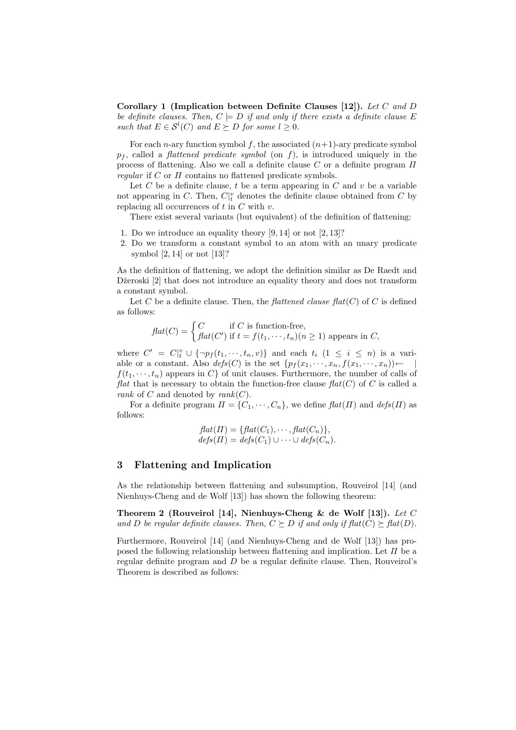**Corollary 1 (Implication between Definite Clauses [12]).** *Let $C$ and $D$ be definite clauses. Then, $C \models D$ if and only if there exists a definite clause $E$ such that $E \in \mathcal{S}^l(C)$ and $E \succeq D$ for some $l \geq 0$.*

For each $n$-ary function symbol $f$, the associated $(n+1)$-ary predicate symbol $p_f$, called a *flattened predicate symbol* (on $f$), is introduced uniquely in the process of flattening. Also we call a definite clause $C$ or a definite program $\Pi$ *regular* if $C$ or $\Pi$ contains no flattened predicate symbols.

Let $C$ be a definite clause, $t$ be a term appearing in $C$ and $v$ be a variable not appearing in $C$. Then, $C|_t^v$ denotes the definite clause obtained from $C$ by replacing all occurrences of $t$ in $C$ with $v$.

There exist several variants (but equivalent) of the definition of flattening:

1. Do we introduce an equality theory [9, 14] or not [2, 13]?
2. Do we transform a constant symbol to an atom with an unary predicate symbol [2, 14] or not [13]?

As the definition of flattening, we adopt the definition similar as De Raedt and Džeroski [2] that does not introduce an equality theory and does not transform a constant symbol.

Let $C$ be a definite clause. Then, the *flattened clause* $\mathit{flat}(C)$ of $C$ is defined as follows:

$$\mathit{flat}(C) = \begin{cases} C & \text{if } C \text{ is function-free}, \\ \mathit{flat}(C') & \text{if } t = f(t_1, \cdots, t_n) (n \geq 1) \text{ appears in } C, \end{cases}$$

where $C' = C|_t^v \cup \{\neg p_f(t_1, \cdots, t_n, v)\}$ and each $t_i$ $(1 \leq i \leq n)$ is a variable or a constant. Also $\mathit{defs}(C)$ is the set $\{p_f(x_1, \cdots, x_n, f(x_1, \cdots, x_n)) \leftarrow \mid f(t_1, \cdots, t_n) \text{ appears in } C\}$ of unit clauses. Furthermore, the number of calls of *flat* that is necessary to obtain the function-free clause $\mathit{flat}(C)$ of $C$ is called a *rank* of $C$ and denoted by $\mathit{rank}(C)$.

For a definite program $\Pi = \{C_1, \cdots, C_n\}$, we define $\mathit{flat}(\Pi)$ and $\mathit{defs}(\Pi)$ as follows:

$$\begin{aligned} \mathit{flat}(\Pi) &= \{\mathit{flat}(C_1), \cdots, \mathit{flat}(C_n)\}, \\ \mathit{defs}(\Pi) &= \mathit{defs}(C_1) \cup \cdots \cup \mathit{defs}(C_n). \end{aligned}$$

## 3 Flattening and Implication

As the relationship between flattening and subsumption, Rouveirol [14] (and Nienhuys-Cheng and de Wolf [13]) has shown the following theorem:

**Theorem 2 (Rouveirol [14], Nienhuys-Cheng & de Wolf [13]).** *Let $C$ and $D$ be regular definite clauses. Then, $C \succeq D$ if and only if $\mathit{flat}(C) \succeq \mathit{flat}(D)$.*

Furthermore, Rouveirol [14] (and Nienhuys-Cheng and de Wolf [13]) has proposed the following relationship between flattening and implication. Let $\Pi$ be a regular definite program and $D$ be a regular definite clause. Then, Rouveirol's Theorem is described as follows: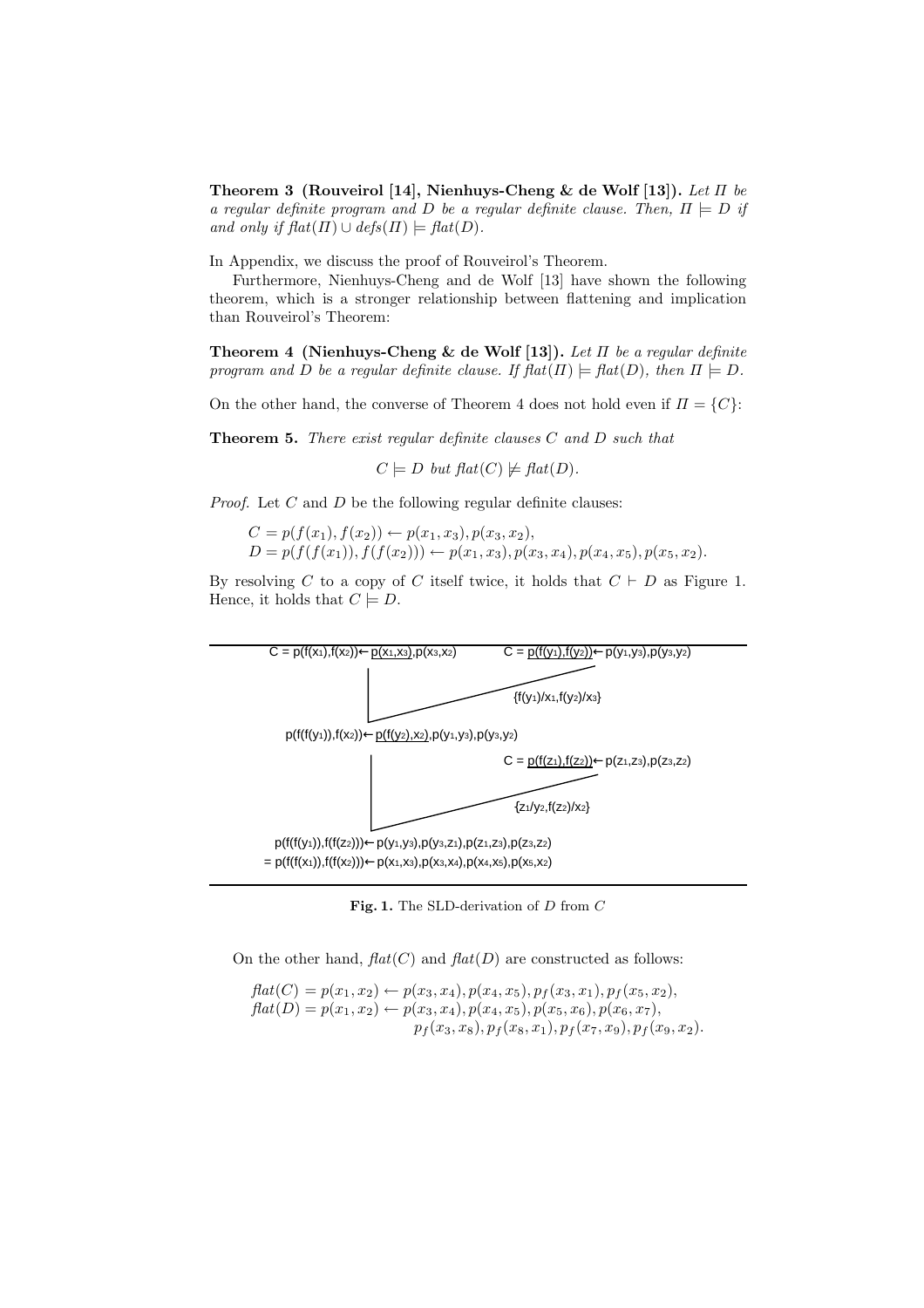**Theorem 3 (Rouveirol [14], Nienhuys-Cheng & de Wolf [13]).** *Let $\Pi$ be a regular definite program and $D$ be a regular definite clause. Then, $\Pi \models D$ if and only if $flat(\Pi) \cup defs(\Pi) \models flat(D)$.*

In Appendix, we discuss the proof of Rouveirol's Theorem.

Furthermore, Nienhuys-Cheng and de Wolf [13] have shown the following theorem, which is a stronger relationship between flattening and implication than Rouveirol's Theorem:

**Theorem 4 (Nienhuys-Cheng & de Wolf [13]).** *Let $\Pi$ be a regular definite program and $D$ be a regular definite clause. If $flat(\Pi) \models flat(D)$, then $\Pi \models D$.*

On the other hand, the converse of Theorem 4 does not hold even if $\Pi = \{C\}$:

**Theorem 5.** *There exist regular definite clauses $C$ and $D$ such that*

$$C \models D \text{ but } flat(C) \not\models flat(D).$$

*Proof.* Let $C$ and $D$ be the following regular definite clauses:

$$C = p(f(x_1), f(x_2)) \leftarrow p(x_1, x_3), p(x_3, x_2),$$
$$D = p(f(f(x_1)), f(f(x_2))) \leftarrow p(x_1, x_3), p(x_3, x_4), p(x_4, x_5), p(x_5, x_2).$$

By resolving $C$ to a copy of $C$ itself twice, it holds that $C \vdash D$ as Figure 1. Hence, it holds that $C \models D$.

$C = p(f(x_1),f(x_2)) \leftarrow \underline{p(x_1,x_3)},p(x_3,x_2)$ $\qquad$ $C = \underline{p(f(y_1),f(y_2))} \leftarrow p(y_1,y_3),p(y_3,y_2)$

$\{f(y_1)/x_1, f(y_2)/x_3\}$

$p(f(f(y_1)),f(x_2)) \leftarrow \underline{p(f(y_2),x_2)},p(y_1,y_3),p(y_3,y_2)$ $\qquad$ $C = \underline{p(f(z_1),f(z_2))} \leftarrow p(z_1,z_3),p(z_3,z_2)$

$\{z_1/y_2, f(z_2)/x_2\}$

$p(f(f(y_1)),f(f(z_2))) \leftarrow p(y_1,y_3),p(y_3,z_1),p(z_1,z_3),p(z_3,z_2)$
$= p(f(f(x_1)),f(f(x_2))) \leftarrow p(x_1,x_3),p(x_3,x_4),p(x_4,x_5),p(x_5,x_2)$

**Fig. 1.** The SLD-derivation of $D$ from $C$

On the other hand, $flat(C)$ and $flat(D)$ are constructed as follows:

$$flat(C) = p(x_1, x_2) \leftarrow p(x_3, x_4), p(x_4, x_5), p_f(x_3, x_1), p_f(x_5, x_2),$$
$$flat(D) = p(x_1, x_2) \leftarrow p(x_3, x_4), p(x_4, x_5), p(x_5, x_6), p(x_6, x_7), p_f(x_3, x_8), p_f(x_8, x_1), p_f(x_7, x_9), p_f(x_9, x_2).$$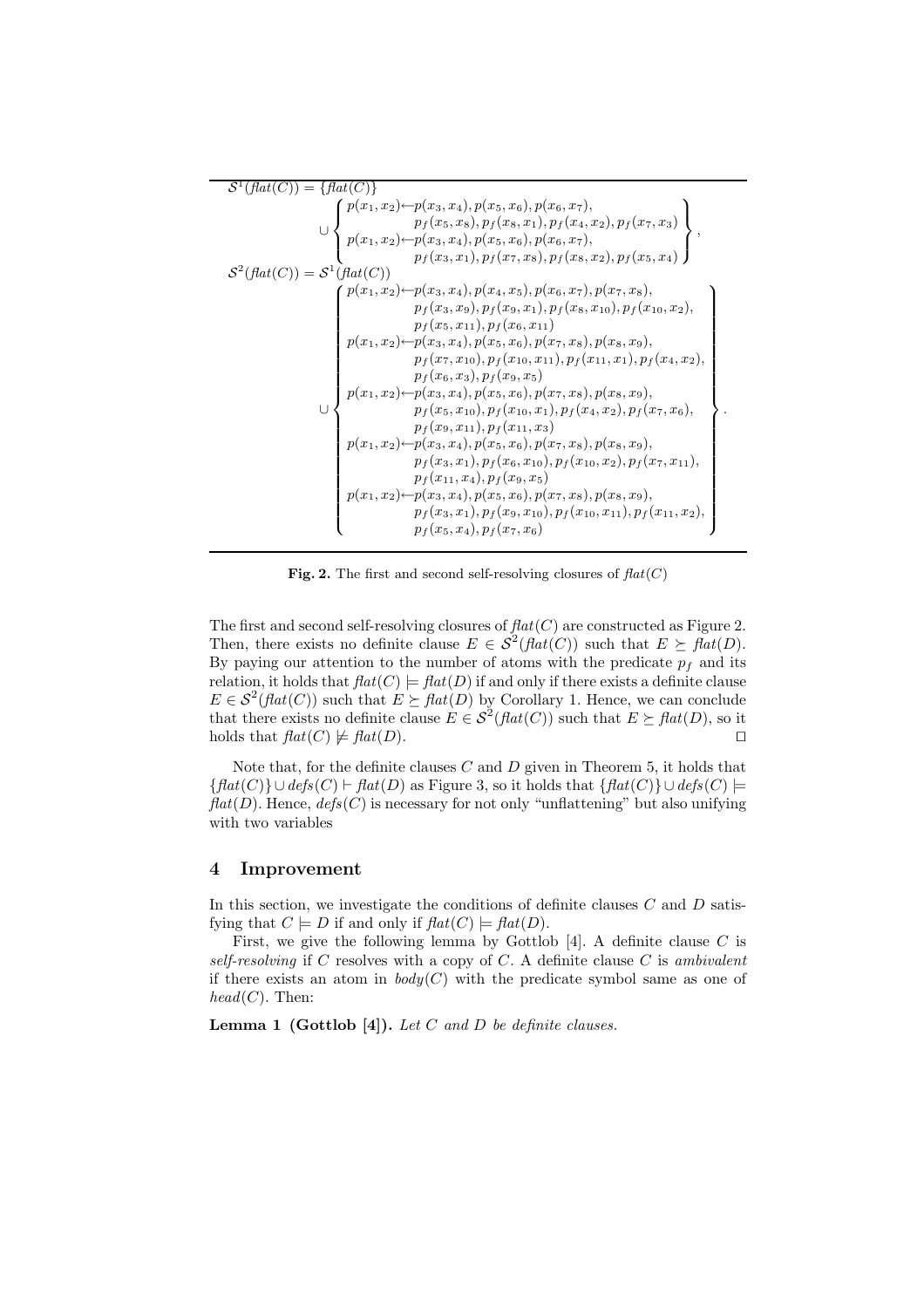$$
\begin{aligned}
\mathcal{S}^1(\mathit{flat}(C)) = \{\mathit{flat}(C)\} \\
\cup \left\{ \begin{array}{l}
p(x_1,x_2) \leftarrow p(x_3,x_4), p(x_5,x_6), p(x_6,x_7), \\
\qquad\qquad p_f(x_5,x_8), p_f(x_8,x_1), p_f(x_4,x_2), p_f(x_7,x_3) \\
p(x_1,x_2) \leftarrow p(x_3,x_4), p(x_5,x_6), p(x_6,x_7), \\
\qquad\qquad p_f(x_3,x_1), p_f(x_7,x_8), p_f(x_8,x_2), p_f(x_5,x_4)
\end{array} \right\}, \\
\mathcal{S}^2(\mathit{flat}(C)) = \mathcal{S}^1(\mathit{flat}(C)) \\
\cup \left\{ \begin{array}{l}
p(x_1,x_2) \leftarrow p(x_3,x_4), p(x_4,x_5), p(x_6,x_7), p(x_7,x_8), \\
\qquad\qquad p_f(x_3,x_9), p_f(x_9,x_1), p_f(x_8,x_{10}), p_f(x_{10},x_2), \\
\qquad\qquad p_f(x_5,x_{11}), p_f(x_6,x_{11}) \\
p(x_1,x_2) \leftarrow p(x_3,x_4), p(x_5,x_6), p(x_7,x_8), p(x_8,x_9), \\
\qquad\qquad p_f(x_7,x_{10}), p_f(x_{10},x_{11}), p_f(x_{11},x_1), p_f(x_4,x_2), \\
\qquad\qquad p_f(x_6,x_3), p_f(x_9,x_5) \\
p(x_1,x_2) \leftarrow p(x_3,x_4), p(x_5,x_6), p(x_7,x_8), p(x_8,x_9), \\
\qquad\qquad p_f(x_5,x_{10}), p_f(x_{10},x_1), p_f(x_4,x_2), p_f(x_7,x_6), \\
\qquad\qquad p_f(x_9,x_{11}), p_f(x_{11},x_3) \\
p(x_1,x_2) \leftarrow p(x_3,x_4), p(x_5,x_6), p(x_7,x_8), p(x_8,x_9), \\
\qquad\qquad p_f(x_3,x_1), p_f(x_6,x_{10}), p_f(x_{10},x_2), p_f(x_7,x_{11}), \\
\qquad\qquad p_f(x_{11},x_4), p_f(x_9,x_5) \\
p(x_1,x_2) \leftarrow p(x_3,x_4), p(x_5,x_6), p(x_7,x_8), p(x_8,x_9), \\
\qquad\qquad p_f(x_3,x_1), p_f(x_9,x_{10}), p_f(x_{10},x_{11}), p_f(x_{11},x_2), \\
\qquad\qquad p_f(x_5,x_4), p_f(x_7,x_6)
\end{array} \right\}.
\end{aligned}
$$

**Fig. 2.** The first and second self-resolving closures of $\mathit{flat}(C)$

The first and second self-resolving closures of $\mathit{flat}(C)$ are constructed as Figure 2. Then, there exists no definite clause $E \in \mathcal{S}^2(\mathit{flat}(C))$ such that $E \succeq \mathit{flat}(D)$. By paying our attention to the number of atoms with the predicate $p_f$ and its relation, it holds that $\mathit{flat}(C) \models \mathit{flat}(D)$ if and only if there exists a definite clause $E \in \mathcal{S}^2(\mathit{flat}(C))$ such that $E \succeq \mathit{flat}(D)$ by Corollary 1. Hence, we can conclude that there exists no definite clause $E \in \mathcal{S}^2(\mathit{flat}(C))$ such that $E \succeq \mathit{flat}(D)$, so it holds that $\mathit{flat}(C) \not\models \mathit{flat}(D)$. ⊓

Note that, for the definite clauses $C$ and $D$ given in Theorem 5, it holds that $\{\mathit{flat}(C)\} \cup \mathit{defs}(C) \vdash \mathit{flat}(D)$ as Figure 3, so it holds that $\{\mathit{flat}(C)\} \cup \mathit{defs}(C) \models \mathit{flat}(D)$. Hence, $\mathit{defs}(C)$ is necessary for not only "unflattening" but also unifying with two variables

## 4 Improvement

In this section, we investigate the conditions of definite clauses $C$ and $D$ satisfying that $C \models D$ if and only if $\mathit{flat}(C) \models \mathit{flat}(D)$.

First, we give the following lemma by Gottlob [4]. A definite clause $C$ is *self-resolving* if $C$ resolves with a copy of $C$. A definite clause $C$ is *ambivalent* if there exists an atom in $\mathit{body}(C)$ with the predicate symbol same as one of $\mathit{head}(C)$. Then:

**Lemma 1 (Gottlob [4]).** *Let $C$ and $D$ be definite clauses.*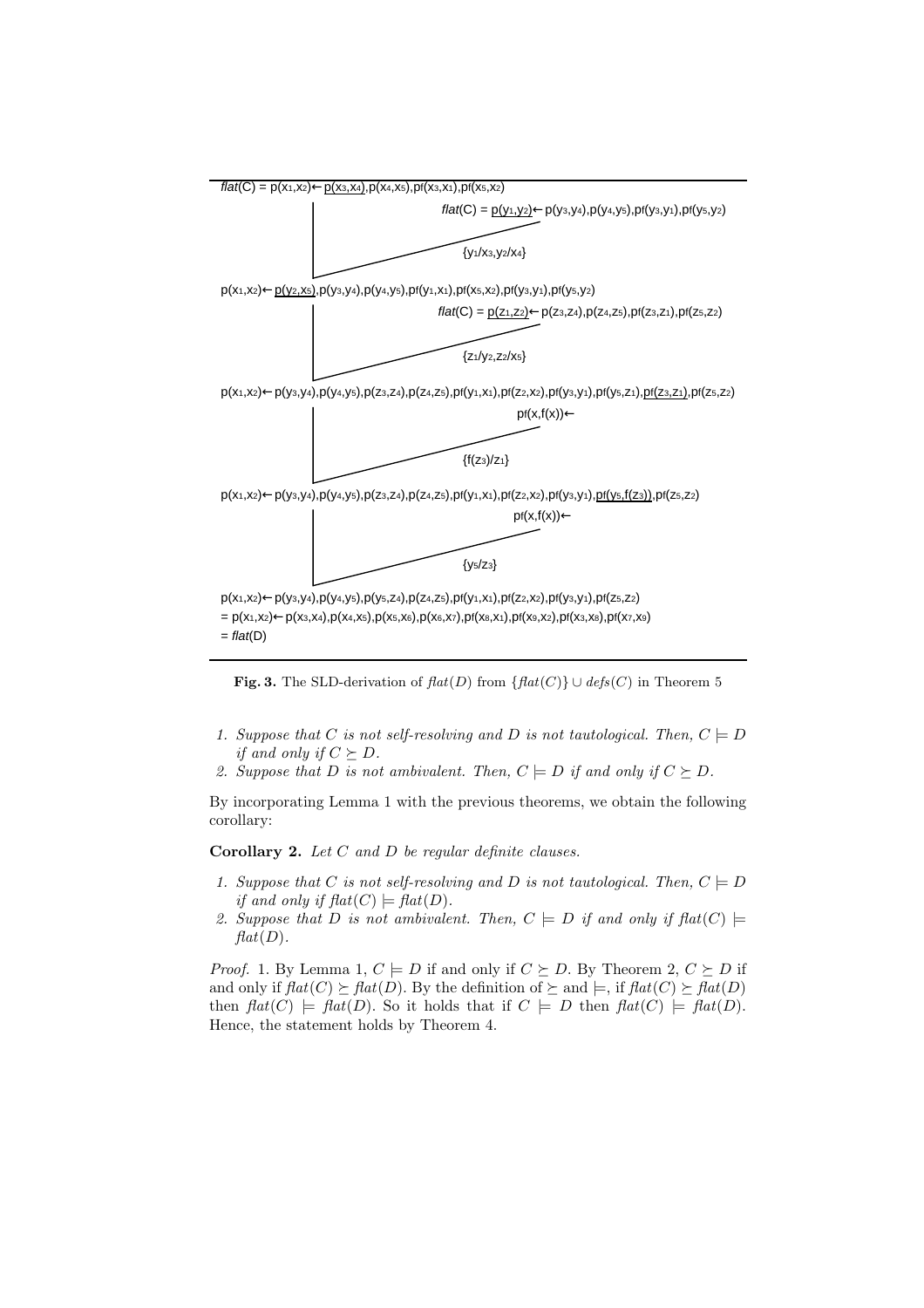$flat(C) = p(x_1,x_2) \leftarrow \underline{p(x_3,x_4)}, p(x_4,x_5), pf(x_3,x_1), pf(x_5,x_2)$

$flat(C) = \underline{p(y_1,y_2)} \leftarrow p(y_3,y_4), p(y_4,y_5), pf(y_3,y_1), pf(y_5,y_2)$

$\{y_1/x_3, y_2/x_4\}$

$p(x_1,x_2) \leftarrow \underline{p(y_2,x_5)}, p(y_3,y_4), p(y_4,y_5), pf(y_1,x_1), pf(x_5,x_2), pf(y_3,y_1), pf(y_5,y_2)$

$flat(C) = \underline{p(z_1,z_2)} \leftarrow p(z_3,z_4), p(z_4,z_5), pf(z_3,z_1), pf(z_5,z_2)$

$\{z_1/y_2, z_2/x_5\}$

$p(x_1,x_2) \leftarrow p(y_3,y_4), p(y_4,y_5), p(z_3,z_4), p(z_4,z_5), pf(y_1,x_1), pf(z_2,x_2), pf(y_3,y_1), pf(y_5,z_1), \underline{pf(z_3,z_1)}, pf(z_5,z_2)$

$pf(x,f(x)) \leftarrow$

$\{f(z_3)/z_1\}$

$p(x_1,x_2) \leftarrow p(y_3,y_4), p(y_4,y_5), p(z_3,z_4), p(z_4,z_5), pf(y_1,x_1), pf(z_2,x_2), pf(y_3,y_1), \underline{pf(y_5,f(z_3))}, pf(z_5,z_2)$

$pf(x,f(x)) \leftarrow$

$\{y_5/z_3\}$

$p(x_1,x_2) \leftarrow p(y_3,y_4), p(y_4,y_5), p(y_5,z_4), p(z_4,z_5), pf(y_1,x_1), pf(z_2,x_2), pf(y_3,y_1), pf(z_5,z_2)$
$= p(x_1,x_2) \leftarrow p(x_3,x_4), p(x_4,x_5), p(x_5,x_6), p(x_6,x_7), pf(x_8,x_1), pf(x_9,x_2), pf(x_3,x_8), pf(x_7,x_9)$
$= flat(D)$

**Fig. 3.** The SLD-derivation of $flat(D)$ from $\{flat(C)\} \cup defs(C)$ in Theorem 5

1. *Suppose that $C$ is not self-resolving and $D$ is not tautological. Then, $C \models D$ if and only if $C \succeq D$.*
2. *Suppose that $D$ is not ambivalent. Then, $C \models D$ if and only if $C \succeq D$.*

By incorporating Lemma 1 with the previous theorems, we obtain the following corollary:

**Corollary 2.** *Let $C$ and $D$ be regular definite clauses.*

1. *Suppose that $C$ is not self-resolving and $D$ is not tautological. Then, $C \models D$ if and only if $flat(C) \models flat(D)$.*
2. *Suppose that $D$ is not ambivalent. Then, $C \models D$ if and only if $flat(C) \models flat(D)$.*

*Proof.* 1. By Lemma 1, $C \models D$ if and only if $C \succeq D$. By Theorem 2, $C \succeq D$ if and only if $flat(C) \succeq flat(D)$. By the definition of $\succeq$ and $\models$, if $flat(C) \succeq flat(D)$ then $flat(C) \models flat(D)$. So it holds that if $C \models D$ then $flat(C) \models flat(D)$. Hence, the statement holds by Theorem 4.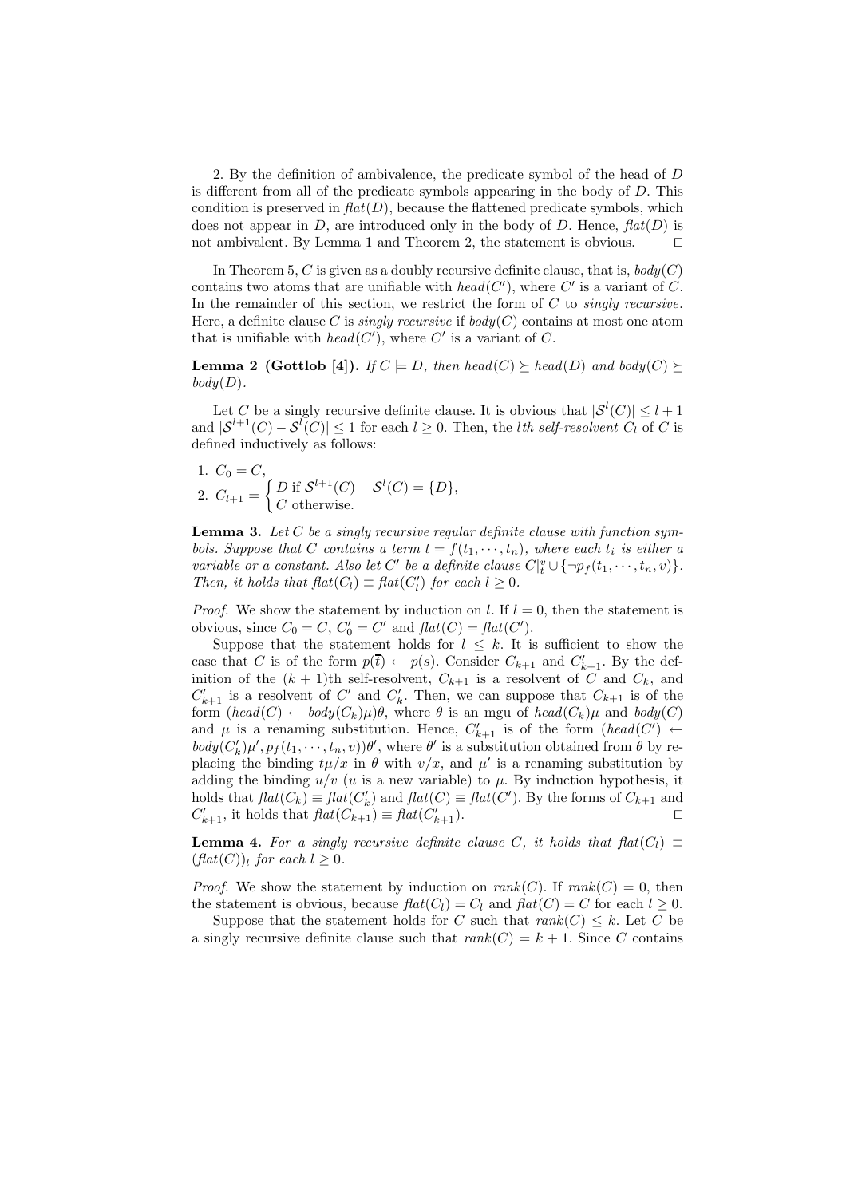2. By the definition of ambivalence, the predicate symbol of the head of $D$ is different from all of the predicate symbols appearing in the body of $D$. This condition is preserved in $\mathit{flat}(D)$, because the flattened predicate symbols, which does not appear in $D$, are introduced only in the body of $D$. Hence, $\mathit{flat}(D)$ is not ambivalent. By Lemma 1 and Theorem 2, the statement is obvious. □

In Theorem 5, $C$ is given as a doubly recursive definite clause, that is, $\mathit{body}(C)$ contains two atoms that are unifiable with $\mathit{head}(C')$, where $C'$ is a variant of $C$. In the remainder of this section, we restrict the form of $C$ to *singly recursive*. Here, a definite clause $C$ is *singly recursive* if $\mathit{body}(C)$ contains at most one atom that is unifiable with $\mathit{head}(C')$, where $C'$ is a variant of $C$.

**Lemma 2 (Gottlob [4]).** *If $C \models D$, then $\mathit{head}(C) \succeq \mathit{head}(D)$ and $\mathit{body}(C) \succeq \mathit{body}(D)$.*

Let $C$ be a singly recursive definite clause. It is obvious that $|\mathcal{S}^l(C)| \leq l+1$ and $|\mathcal{S}^{l+1}(C) - \mathcal{S}^l(C)| \leq 1$ for each $l \geq 0$. Then, the *lth self-resolvent* $C_l$ of $C$ is defined inductively as follows:

1. $C_0 = C$,
2. $C_{l+1} = \begin{cases} D \text{ if } \mathcal{S}^{l+1}(C) - \mathcal{S}^l(C) = \{D\}, \\ C \text{ otherwise.} \end{cases}$

**Lemma 3.** *Let $C$ be a singly recursive regular definite clause with function symbols. Suppose that $C$ contains a term $t = f(t_1, \cdots, t_n)$, where each $t_i$ is either a variable or a constant. Also let $C'$ be a definite clause $C|_t^v \cup \{\neg p_f(t_1, \cdots, t_n, v)\}$. Then, it holds that $\mathit{flat}(C_l) \equiv \mathit{flat}(C'_l)$ for each $l \geq 0$.*

*Proof.* We show the statement by induction on $l$. If $l = 0$, then the statement is obvious, since $C_0 = C$, $C'_0 = C'$ and $\mathit{flat}(C) = \mathit{flat}(C')$.

Suppose that the statement holds for $l \leq k$. It is sufficient to show the case that $C$ is of the form $p(\overline{t}) \leftarrow p(\overline{s})$. Consider $C_{k+1}$ and $C'_{k+1}$. By the definition of the $(k+1)$th self-resolvent, $C_{k+1}$ is a resolvent of $C$ and $C_k$, and $C'_{k+1}$ is a resolvent of $C'$ and $C'_k$. Then, we can suppose that $C_{k+1}$ is of the form $(\mathit{head}(C) \leftarrow \mathit{body}(C_k)\mu)\theta$, where $\theta$ is an mgu of $\mathit{head}(C_k)\mu$ and $\mathit{body}(C)$ and $\mu$ is a renaming substitution. Hence, $C'_{k+1}$ is of the form $(\mathit{head}(C') \leftarrow \mathit{body}(C'_k)\mu', p_f(t_1, \cdots, t_n, v))\theta'$, where $\theta'$ is a substitution obtained from $\theta$ by replacing the binding $t\mu/x$ in $\theta$ with $v/x$, and $\mu'$ is a renaming substitution by adding the binding $u/v$ ($u$ is a new variable) to $\mu$. By induction hypothesis, it holds that $\mathit{flat}(C_k) \equiv \mathit{flat}(C'_k)$ and $\mathit{flat}(C) \equiv \mathit{flat}(C')$. By the forms of $C_{k+1}$ and $C'_{k+1}$, it holds that $\mathit{flat}(C_{k+1}) \equiv \mathit{flat}(C'_{k+1})$. □

**Lemma 4.** *For a singly recursive definite clause $C$, it holds that $\mathit{flat}(C_l) \equiv (\mathit{flat}(C))_l$ for each $l \geq 0$.*

*Proof.* We show the statement by induction on $\mathit{rank}(C)$. If $\mathit{rank}(C) = 0$, then the statement is obvious, because $\mathit{flat}(C_l) = C_l$ and $\mathit{flat}(C) = C$ for each $l \geq 0$.

Suppose that the statement holds for $C$ such that $\mathit{rank}(C) \leq k$. Let $C$ be a singly recursive definite clause such that $\mathit{rank}(C) = k+1$. Since $C$ contains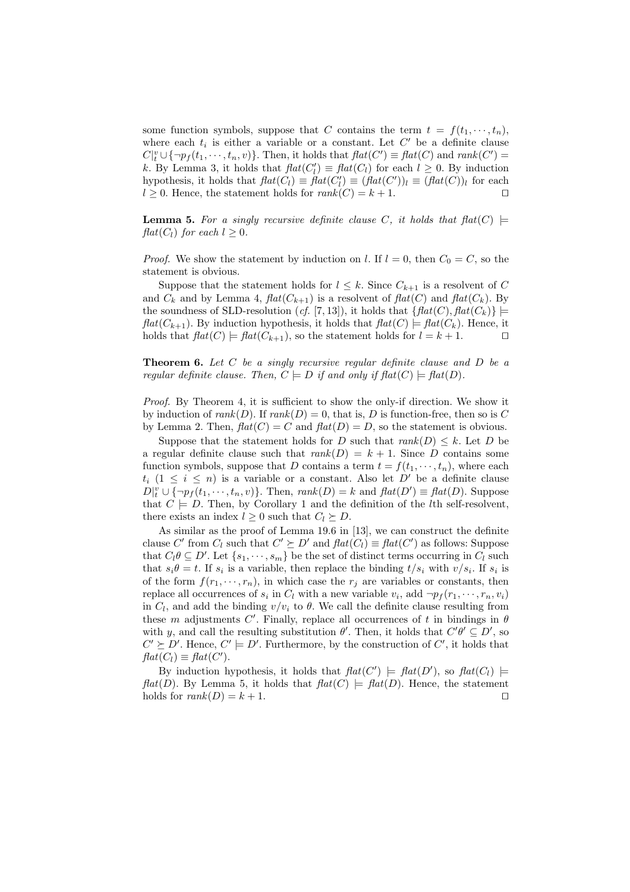some function symbols, suppose that $C$ contains the term $t = f(t_1, \cdots, t_n)$, where each $t_i$ is either a variable or a constant. Let $C'$ be a definite clause $C|_t^v \cup \{\neg p_f(t_1, \cdots, t_n, v)\}$. Then, it holds that $\mathit{flat}(C') \equiv \mathit{flat}(C)$ and $\mathit{rank}(C') = k$. By Lemma 3, it holds that $\mathit{flat}(C_l') \equiv \mathit{flat}(C_l)$ for each $l \geq 0$. By induction hypothesis, it holds that $\mathit{flat}(C_l) \equiv \mathit{flat}(C_l') \equiv (\mathit{flat}(C'))_l \equiv (\mathit{flat}(C))_l$ for each $l \geq 0$. Hence, the statement holds for $\mathit{rank}(C) = k + 1$. □

**Lemma 5.** *For a singly recursive definite clause $C$, it holds that $\mathit{flat}(C) \models \mathit{flat}(C_l)$ for each $l \geq 0$.*

*Proof.* We show the statement by induction on $l$. If $l = 0$, then $C_0 = C$, so the statement is obvious.

Suppose that the statement holds for $l \leq k$. Since $C_{k+1}$ is a resolvent of $C$ and $C_k$ and by Lemma 4, $\mathit{flat}(C_{k+1})$ is a resolvent of $\mathit{flat}(C)$ and $\mathit{flat}(C_k)$. By the soundness of SLD-resolution (*cf.* [7, 13]), it holds that $\{\mathit{flat}(C), \mathit{flat}(C_k)\} \models \mathit{flat}(C_{k+1})$. By induction hypothesis, it holds that $\mathit{flat}(C) \models \mathit{flat}(C_k)$. Hence, it holds that $\mathit{flat}(C) \models \mathit{flat}(C_{k+1})$, so the statement holds for $l = k + 1$. □

**Theorem 6.** *Let $C$ be a singly recursive regular definite clause and $D$ be a regular definite clause. Then, $C \models D$ if and only if $\mathit{flat}(C) \models \mathit{flat}(D)$.*

*Proof.* By Theorem 4, it is sufficient to show the only-if direction. We show it by induction of $\mathit{rank}(D)$. If $\mathit{rank}(D) = 0$, that is, $D$ is function-free, then so is $C$ by Lemma 2. Then, $\mathit{flat}(C) = C$ and $\mathit{flat}(D) = D$, so the statement is obvious.

Suppose that the statement holds for $D$ such that $\mathit{rank}(D) \leq k$. Let $D$ be a regular definite clause such that $\mathit{rank}(D) = k + 1$. Since $D$ contains some function symbols, suppose that $D$ contains a term $t = f(t_1, \cdots, t_n)$, where each $t_i$ $(1 \leq i \leq n)$ is a variable or a constant. Also let $D'$ be a definite clause $D|_t^v \cup \{\neg p_f(t_1, \cdots, t_n, v)\}$. Then, $\mathit{rank}(D) = k$ and $\mathit{flat}(D') \equiv \mathit{flat}(D)$. Suppose that $C \models D$. Then, by Corollary 1 and the definition of the $l$th self-resolvent, there exists an index $l \geq 0$ such that $C_l \succeq D$.

As similar as the proof of Lemma 19.6 in [13], we can construct the definite clause $C'$ from $C_l$ such that $C' \succeq D'$ and $\mathit{flat}(C_l) \equiv \mathit{flat}(C')$ as follows: Suppose that $C_l\theta \subseteq D'$. Let $\{s_1, \cdots, s_m\}$ be the set of distinct terms occurring in $C_l$ such that $s_i\theta = t$. If $s_i$ is a variable, then replace the binding $t/s_i$ with $v/s_i$. If $s_i$ is of the form $f(r_1, \cdots, r_n)$, in which case the $r_j$ are variables or constants, then replace all occurrences of $s_i$ in $C_l$ with a new variable $v_i$, add $\neg p_f(r_1, \cdots, r_n, v_i)$ in $C_l$, and add the binding $v/v_i$ to $\theta$. We call the definite clause resulting from these $m$ adjustments $C'$. Finally, replace all occurrences of $t$ in bindings in $\theta$ with $y$, and call the resulting substitution $\theta'$. Then, it holds that $C'\theta' \subseteq D'$, so $C' \succeq D'$. Hence, $C' \models D'$. Furthermore, by the construction of $C'$, it holds that $\mathit{flat}(C_l) \equiv \mathit{flat}(C')$.

By induction hypothesis, it holds that $\mathit{flat}(C') \models \mathit{flat}(D')$, so $\mathit{flat}(C_l) \models \mathit{flat}(D)$. By Lemma 5, it holds that $\mathit{flat}(C) \models \mathit{flat}(D)$. Hence, the statement holds for $\mathit{rank}(D) = k + 1$. □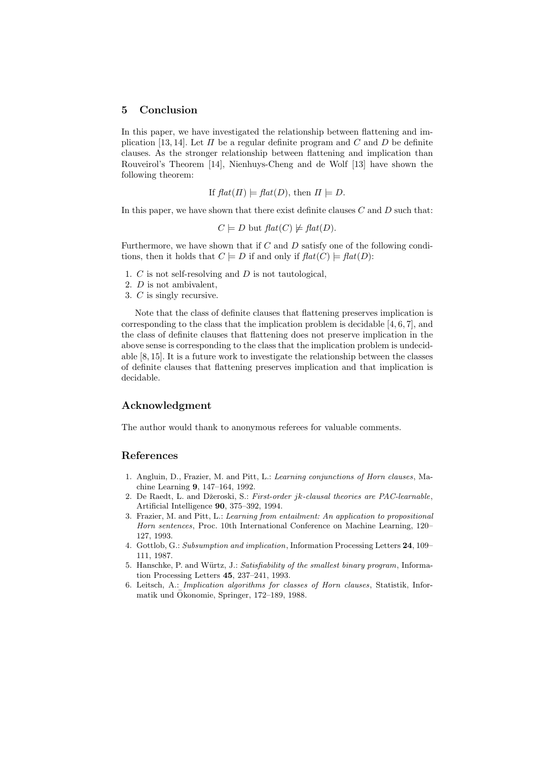## 5 Conclusion

In this paper, we have investigated the relationship between flattening and implication [13, 14]. Let $\Pi$ be a regular definite program and $C$ and $D$ be definite clauses. As the stronger relationship between flattening and implication than Rouveirol's Theorem [14], Nienhuys-Cheng and de Wolf [13] have shown the following theorem:

$$\text{If } \mathit{flat}(\Pi) \models \mathit{flat}(D), \text{ then } \Pi \models D.$$

In this paper, we have shown that there exist definite clauses $C$ and $D$ such that:

$$C \models D \text{ but } \mathit{flat}(C) \not\models \mathit{flat}(D).$$

Furthermore, we have shown that if $C$ and $D$ satisfy one of the following conditions, then it holds that $C \models D$ if and only if $\mathit{flat}(C) \models \mathit{flat}(D)$:

1. $C$ is not self-resolving and $D$ is not tautological,
2. $D$ is not ambivalent,
3. $C$ is singly recursive.

Note that the class of definite clauses that flattening preserves implication is corresponding to the class that the implication problem is decidable [4, 6, 7], and the class of definite clauses that flattening does not preserve implication in the above sense is corresponding to the class that the implication problem is undecidable [8, 15]. It is a future work to investigate the relationship between the classes of definite clauses that flattening preserves implication and that implication is decidable.

## Acknowledgment

The author would thank to anonymous referees for valuable comments.

## References

1. Angluin, D., Frazier, M. and Pitt, L.: *Learning conjunctions of Horn clauses*, Machine Learning **9**, 147–164, 1992.
2. De Raedt, L. and Džeroski, S.: *First-order jk-clausal theories are PAC-learnable*, Artificial Intelligence **90**, 375–392, 1994.
3. Frazier, M. and Pitt, L.: *Learning from entailment: An application to propositional Horn sentences*, Proc. 10th International Conference on Machine Learning, 120–127, 1993.
4. Gottlob, G.: *Subsumption and implication*, Information Processing Letters **24**, 109–111, 1987.
5. Hanschke, P. and Würtz, J.: *Satisfiability of the smallest binary program*, Information Processing Letters **45**, 237–241, 1993.
6. Leitsch, A.: *Implication algorithms for classes of Horn clauses*, Statistik, Informatik und Ökonomie, Springer, 172–189, 1988.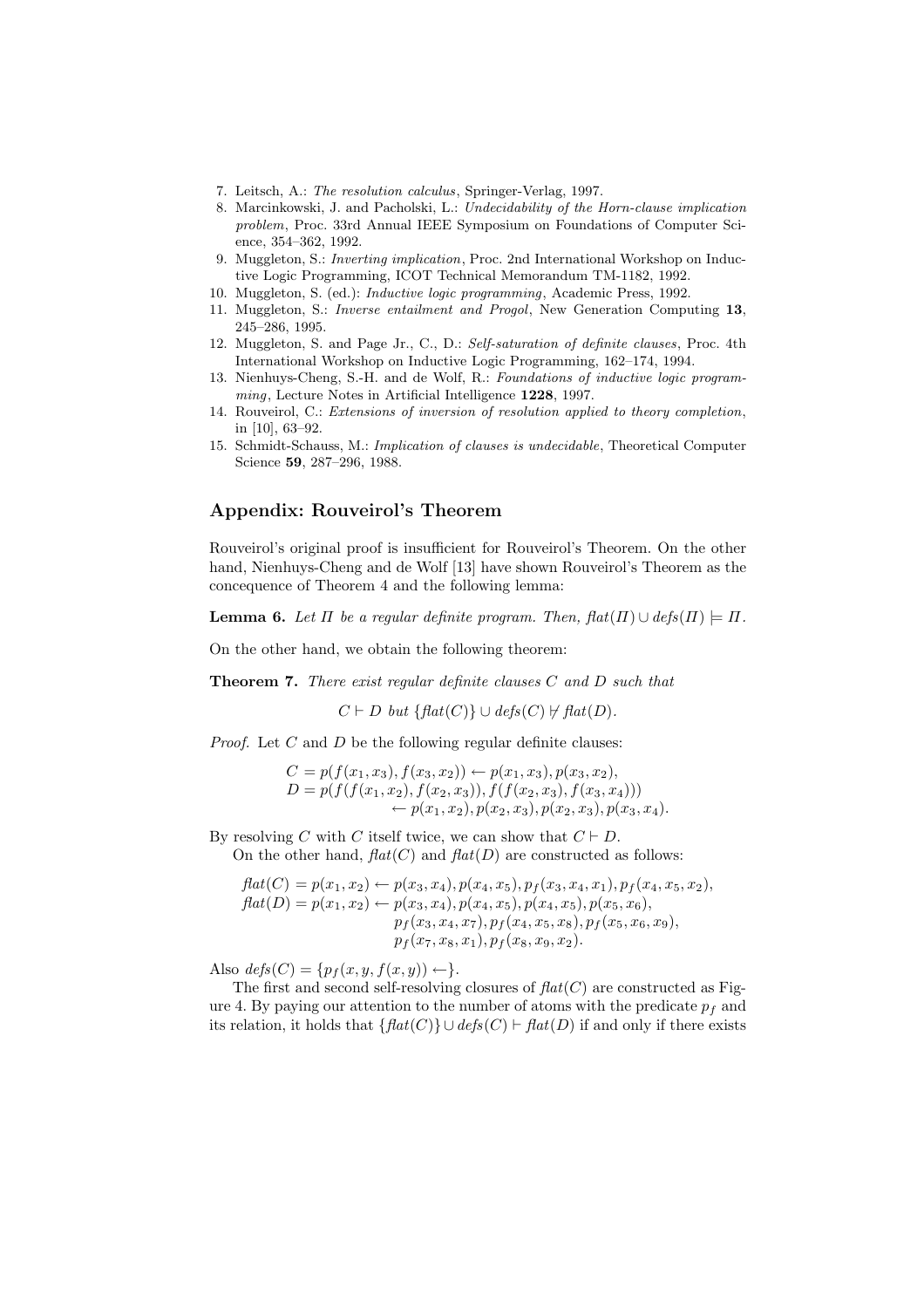7. Leitsch, A.: *The resolution calculus*, Springer-Verlag, 1997.
8. Marcinkowski, J. and Pacholski, L.: *Undecidability of the Horn-clause implication problem*, Proc. 33rd Annual IEEE Symposium on Foundations of Computer Science, 354–362, 1992.
9. Muggleton, S.: *Inverting implication*, Proc. 2nd International Workshop on Inductive Logic Programming, ICOT Technical Memorandum TM-1182, 1992.
10. Muggleton, S. (ed.): *Inductive logic programming*, Academic Press, 1992.
11. Muggleton, S.: *Inverse entailment and Progol*, New Generation Computing **13**, 245–286, 1995.
12. Muggleton, S. and Page Jr., C., D.: *Self-saturation of definite clauses*, Proc. 4th International Workshop on Inductive Logic Programming, 162–174, 1994.
13. Nienhuys-Cheng, S.-H. and de Wolf, R.: *Foundations of inductive logic programming*, Lecture Notes in Artificial Intelligence **1228**, 1997.
14. Rouveirol, C.: *Extensions of inversion of resolution applied to theory completion*, in [10], 63–92.
15. Schmidt-Schauss, M.: *Implication of clauses is undecidable*, Theoretical Computer Science **59**, 287–296, 1988.

## Appendix: Rouveirol's Theorem

Rouveirol's original proof is insufficient for Rouveirol's Theorem. On the other hand, Nienhuys-Cheng and de Wolf [13] have shown Rouveirol's Theorem as the concequence of Theorem 4 and the following lemma:

**Lemma 6.** *Let $\Pi$ be a regular definite program. Then, $\mathit{flat}(\Pi) \cup \mathit{defs}(\Pi) \models \Pi$.*

On the other hand, we obtain the following theorem:

**Theorem 7.** *There exist regular definite clauses $C$ and $D$ such that*

$$C \vdash D \text{ but } \{\mathit{flat}(C)\} \cup \mathit{defs}(C) \not\vdash \mathit{flat}(D).$$

*Proof.* Let $C$ and $D$ be the following regular definite clauses:

$$\begin{aligned} C &= p(f(x_1, x_3), f(x_3, x_2)) \leftarrow p(x_1, x_3), p(x_3, x_2), \\ D &= p(f(f(x_1, x_2), f(x_2, x_3)), f(f(x_2, x_3), f(x_3, x_4))) \\ &\qquad \leftarrow p(x_1, x_2), p(x_2, x_3), p(x_2, x_3), p(x_3, x_4). \end{aligned}$$

By resolving $C$ with $C$ itself twice, we can show that $C \vdash D$.

On the other hand, $\mathit{flat}(C)$ and $\mathit{flat}(D)$ are constructed as follows:

$$\begin{aligned} \mathit{flat}(C) &= p(x_1, x_2) \leftarrow p(x_3, x_4), p(x_4, x_5), p_f(x_3, x_4, x_1), p_f(x_4, x_5, x_2), \\ \mathit{flat}(D) &= p(x_1, x_2) \leftarrow p(x_3, x_4), p(x_4, x_5), p(x_4, x_5), p(x_5, x_6), \\ &\qquad p_f(x_3, x_4, x_7), p_f(x_4, x_5, x_8), p_f(x_5, x_6, x_9), \\ &\qquad p_f(x_7, x_8, x_1), p_f(x_8, x_9, x_2). \end{aligned}$$

Also $\mathit{defs}(C) = \{p_f(x, y, f(x, y)) \leftarrow\}$.

The first and second self-resolving closures of $\mathit{flat}(C)$ are constructed as Figure 4. By paying our attention to the number of atoms with the predicate $p_f$ and its relation, it holds that $\{\mathit{flat}(C)\} \cup \mathit{defs}(C) \vdash \mathit{flat}(D)$ if and only if there exists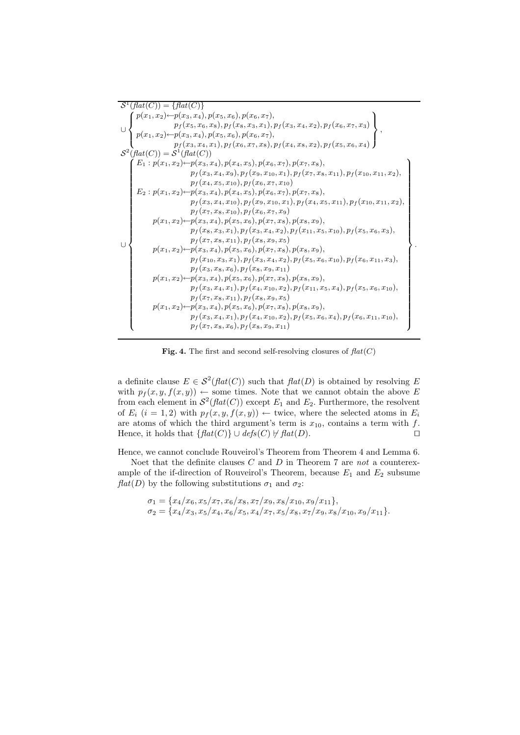$$
\begin{array}{l}
\mathcal{S}^1(\mathit{flat}(C)) = \{\mathit{flat}(C)\} \\
\cup \left\{ \begin{array}{l}
p(x_1,x_2) \leftarrow p(x_3,x_4), p(x_5,x_6), p(x_6,x_7), \\
\qquad\qquad p_f(x_5,x_6,x_8), p_f(x_8,x_3,x_1), p_f(x_3,x_4,x_2), p_f(x_6,x_7,x_3) \\
p(x_1,x_2) \leftarrow p(x_3,x_4), p(x_5,x_6), p(x_6,x_7), \\
\qquad\qquad p_f(x_3,x_4,x_1), p_f(x_6,x_7,x_8), p_f(x_4,x_8,x_2), p_f(x_5,x_6,x_4)
\end{array} \right\}, \\
\mathcal{S}^2(\mathit{flat}(C)) = \mathcal{S}^1(\mathit{flat}(C)) \\
\cup \left\{ \begin{array}{l}
E_1 : p(x_1,x_2) \leftarrow p(x_3,x_4), p(x_4,x_5), p(x_6,x_7), p(x_7,x_8), \\
\qquad\qquad p_f(x_3,x_4,x_9), p_f(x_9,x_{10},x_1), p_f(x_7,x_8,x_{11}), p_f(x_{10},x_{11},x_2), \\
\qquad\qquad p_f(x_4,x_5,x_{10}), p_f(x_6,x_7,x_{10}) \\
E_2 : p(x_1,x_2) \leftarrow p(x_3,x_4), p(x_4,x_5), p(x_6,x_7), p(x_7,x_8), \\
\qquad\qquad p_f(x_3,x_4,x_{10}), p_f(x_9,x_{10},x_1), p_f(x_4,x_5,x_{11}), p_f(x_{10},x_{11},x_2), \\
\qquad\qquad p_f(x_7,x_8,x_{10}), p_f(x_6,x_7,x_9) \\
\quad p(x_1,x_2) \leftarrow p(x_3,x_4), p(x_5,x_6), p(x_7,x_8), p(x_8,x_9), \\
\qquad\qquad p_f(x_8,x_3,x_1), p_f(x_3,x_4,x_2), p_f(x_{11},x_5,x_{10}), p_f(x_5,x_6,x_3), \\
\qquad\qquad p_f(x_7,x_8,x_{11}), p_f(x_8,x_9,x_5) \\
\quad p(x_1,x_2) \leftarrow p(x_3,x_4), p(x_5,x_6), p(x_7,x_8), p(x_8,x_9), \\
\qquad\qquad p_f(x_{10},x_3,x_1), p_f(x_3,x_4,x_2), p_f(x_5,x_6,x_{10}), p_f(x_6,x_{11},x_3), \\
\qquad\qquad p_f(x_3,x_8,x_6), p_f(x_8,x_9,x_{11}) \\
\quad p(x_1,x_2) \leftarrow p(x_3,x_4), p(x_5,x_6), p(x_7,x_8), p(x_8,x_9), \\
\qquad\qquad p_f(x_3,x_4,x_1), p_f(x_4,x_{10},x_2), p_f(x_{11},x_5,x_4), p_f(x_5,x_6,x_{10}), \\
\qquad\qquad p_f(x_7,x_8,x_{11}), p_f(x_8,x_9,x_5) \\
\quad p(x_1,x_2) \leftarrow p(x_3,x_4), p(x_5,x_6), p(x_7,x_8), p(x_8,x_9), \\
\qquad\qquad p_f(x_3,x_4,x_1), p_f(x_4,x_{10},x_2), p_f(x_5,x_6,x_4), p_f(x_6,x_{11},x_{10}), \\
\qquad\qquad p_f(x_7,x_8,x_6), p_f(x_8,x_9,x_{11})
\end{array} \right\}.
\end{array}
$$

**Fig. 4.** The first and second self-resolving closures of $\mathit{flat}(C)$

a definite clause $E \in \mathcal{S}^2(\mathit{flat}(C))$ such that $\mathit{flat}(D)$ is obtained by resolving $E$ with $p_f(x, y, f(x, y)) \leftarrow$ some times. Note that we cannot obtain the above $E$ from each element in $\mathcal{S}^2(\mathit{flat}(C))$ except $E_1$ and $E_2$. Furthermore, the resolvent of $E_i$ $(i = 1, 2)$ with $p_f(x, y, f(x, y)) \leftarrow$ twice, where the selected atoms in $E_i$ are atoms of which the third argument's term is $x_{10}$, contains a term with $f$. Hence, it holds that $\{\mathit{flat}(C)\} \cup \mathit{defs}(C) \not\vdash \mathit{flat}(D)$. $\square$

Hence, we cannot conclude Rouveirol's Theorem from Theorem 4 and Lemma 6.

Noet that the definite clauses $C$ and $D$ in Theorem 7 are *not* a counterexample of the if-direction of Rouveirol's Theorem, because $E_1$ and $E_2$ subsume $\mathit{flat}(D)$ by the following substitutions $\sigma_1$ and $\sigma_2$:

$$
\sigma_1 = \{x_4/x_6, x_5/x_7, x_6/x_8, x_7/x_9, x_8/x_{10}, x_9/x_{11}\},
$$
$$
\sigma_2 = \{x_4/x_3, x_5/x_4, x_6/x_5, x_4/x_7, x_5/x_8, x_7/x_9, x_8/x_{10}, x_9/x_{11}\}.
$$